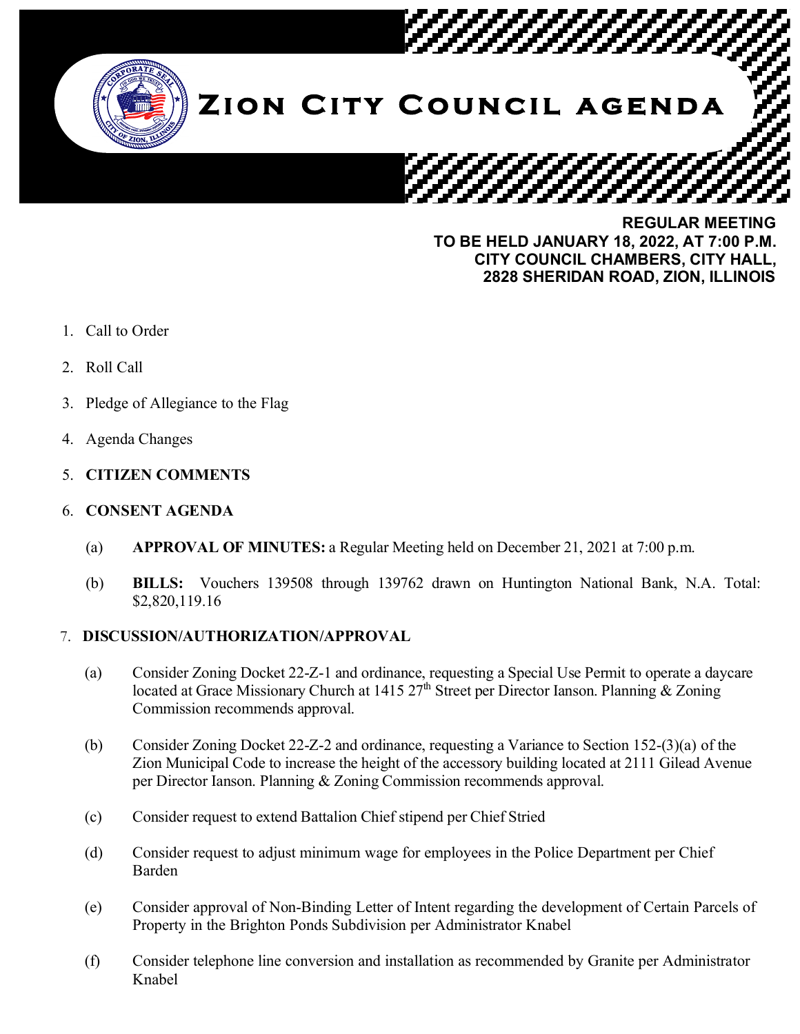# Zion City Council agenda

**REGULAR MEETING**
**TO BE HELD JANUARY 18, 2022, AT 7:00 P.M.**
**CITY COUNCIL CHAMBERS, CITY HALL,**
**2828 SHERIDAN ROAD, ZION, ILLINOIS**

1. Call to Order
2. Roll Call
3. Pledge of Allegiance to the Flag
4. Agenda Changes
5. **CITIZEN COMMENTS**
6. **CONSENT AGENDA**
   (a) **APPROVAL OF MINUTES:** a Regular Meeting held on December 21, 2021 at 7:00 p.m.
   (b) **BILLS:** Vouchers 139508 through 139762 drawn on Huntington National Bank, N.A. Total: $2,820,119.16
7. **DISCUSSION/AUTHORIZATION/APPROVAL**
   (a) Consider Zoning Docket 22-Z-1 and ordinance, requesting a Special Use Permit to operate a daycare located at Grace Missionary Church at 1415 27th Street per Director Ianson. Planning & Zoning Commission recommends approval.
   (b) Consider Zoning Docket 22-Z-2 and ordinance, requesting a Variance to Section 152-(3)(a) of the Zion Municipal Code to increase the height of the accessory building located at 2111 Gilead Avenue per Director Ianson. Planning & Zoning Commission recommends approval.
   (c) Consider request to extend Battalion Chief stipend per Chief Stried
   (d) Consider request to adjust minimum wage for employees in the Police Department per Chief Barden
   (e) Consider approval of Non-Binding Letter of Intent regarding the development of Certain Parcels of Property in the Brighton Ponds Subdivision per Administrator Knabel
   (f) Consider telephone line conversion and installation as recommended by Granite per Administrator Knabel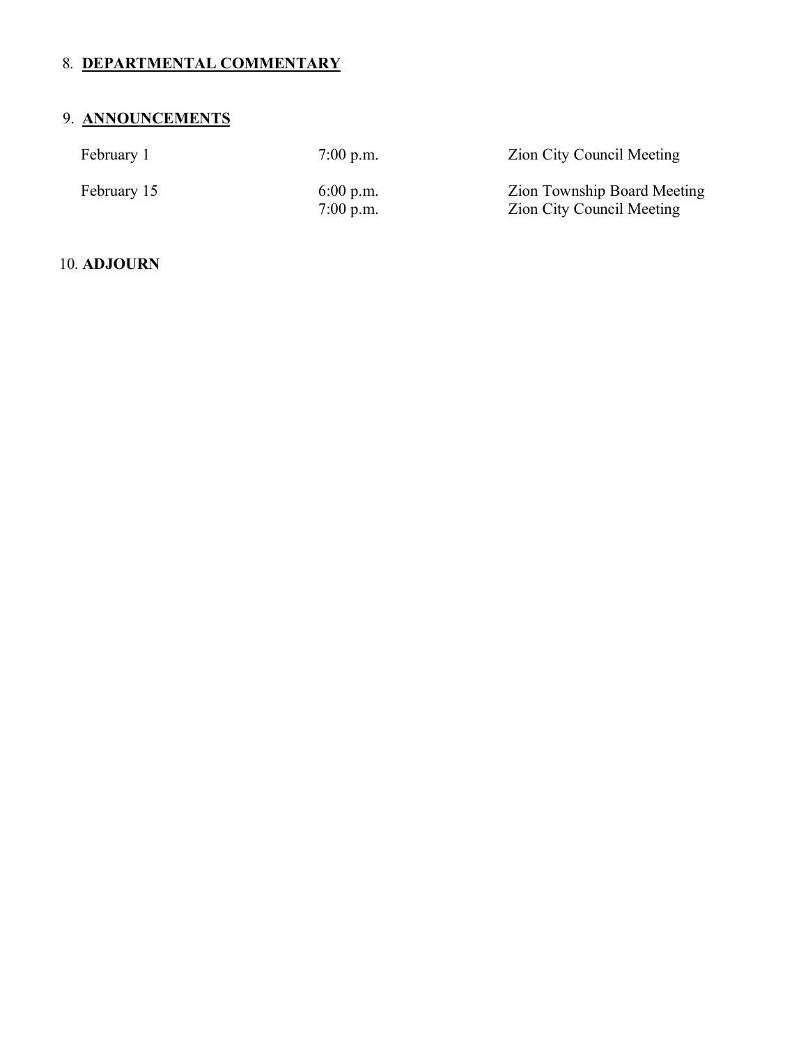8. **DEPARTMENTAL COMMENTARY**

9. **ANNOUNCEMENTS**

| | | |
|---|---|---|
| February 1 | 7:00 p.m. | Zion City Council Meeting |
| February 15 | 6:00 p.m. | Zion Township Board Meeting |
| | 7:00 p.m. | Zion City Council Meeting |

10. **ADJOURN**